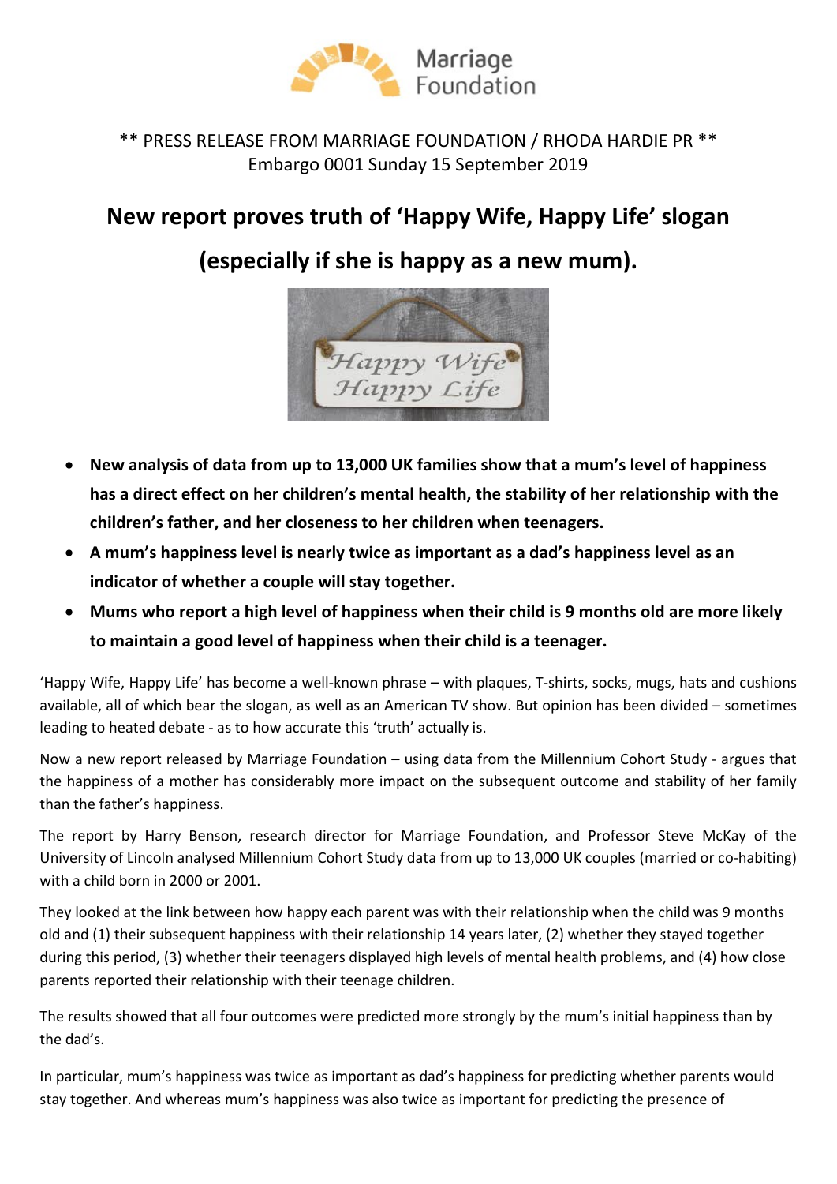Marriage Foundation

** PRESS RELEASE FROM MARRIAGE FOUNDATION / RHODA HARDIE PR **
Embargo 0001 Sunday 15 September 2019

# New report proves truth of 'Happy Wife, Happy Life' slogan

# (especially if she is happy as a new mum).

- **New analysis of data from up to 13,000 UK families show that a mum's level of happiness has a direct effect on her children's mental health, the stability of her relationship with the children's father, and her closeness to her children when teenagers.**
- **A mum's happiness level is nearly twice as important as a dad's happiness level as an indicator of whether a couple will stay together.**
- **Mums who report a high level of happiness when their child is 9 months old are more likely to maintain a good level of happiness when their child is a teenager.**

'Happy Wife, Happy Life' has become a well-known phrase – with plaques, T-shirts, socks, mugs, hats and cushions available, all of which bear the slogan, as well as an American TV show. But opinion has been divided – sometimes leading to heated debate - as to how accurate this 'truth' actually is.

Now a new report released by Marriage Foundation – using data from the Millennium Cohort Study - argues that the happiness of a mother has considerably more impact on the subsequent outcome and stability of her family than the father's happiness.

The report by Harry Benson, research director for Marriage Foundation, and Professor Steve McKay of the University of Lincoln analysed Millennium Cohort Study data from up to 13,000 UK couples (married or co-habiting) with a child born in 2000 or 2001.

They looked at the link between how happy each parent was with their relationship when the child was 9 months old and (1) their subsequent happiness with their relationship 14 years later, (2) whether they stayed together during this period, (3) whether their teenagers displayed high levels of mental health problems, and (4) how close parents reported their relationship with their teenage children.

The results showed that all four outcomes were predicted more strongly by the mum's initial happiness than by the dad's.

In particular, mum's happiness was twice as important as dad's happiness for predicting whether parents would stay together. And whereas mum's happiness was also twice as important for predicting the presence of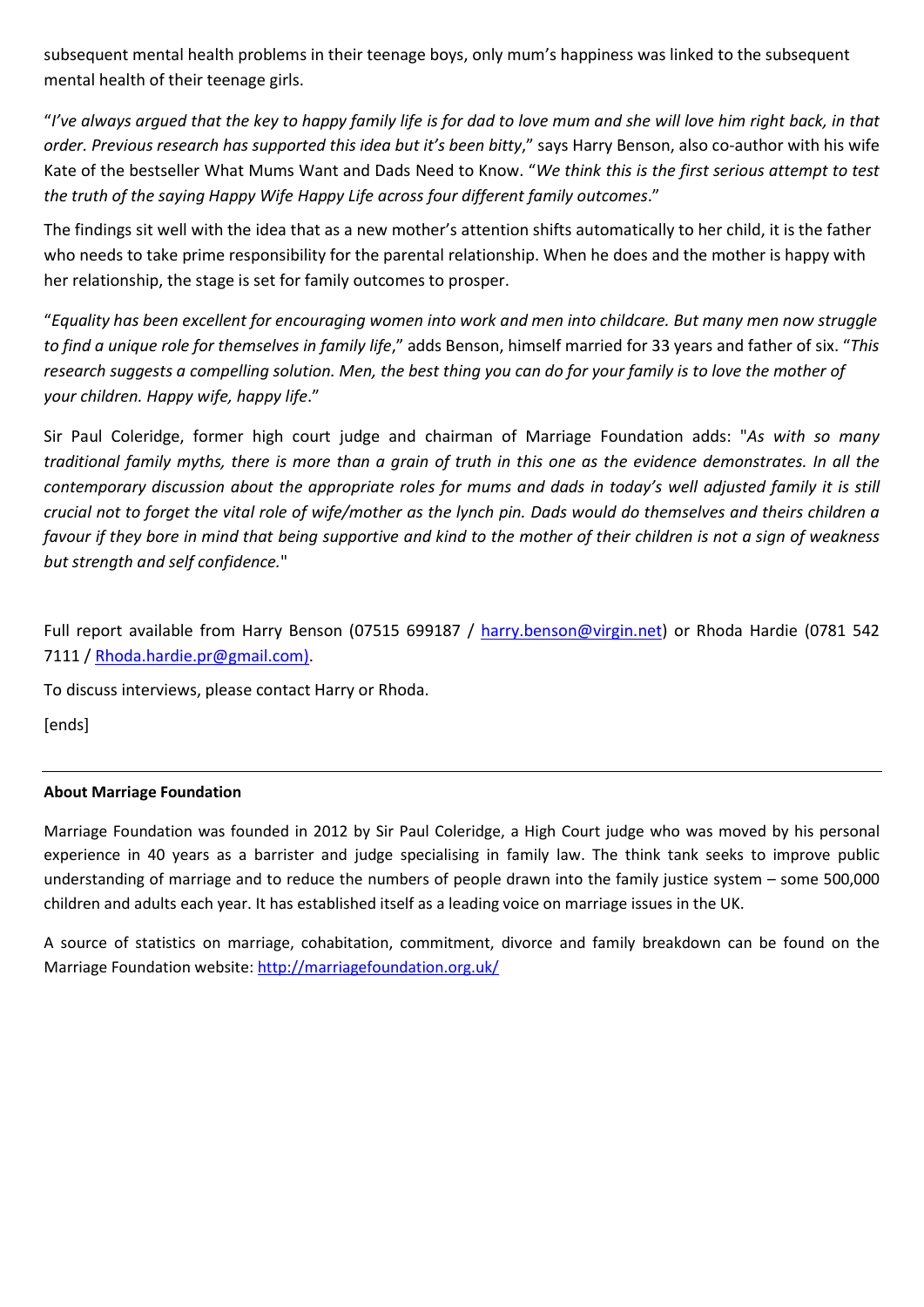subsequent mental health problems in their teenage boys, only mum's happiness was linked to the subsequent mental health of their teenage girls.

"*I've always argued that the key to happy family life is for dad to love mum and she will love him right back, in that order. Previous research has supported this idea but it's been bitty*," says Harry Benson, also co-author with his wife Kate of the bestseller What Mums Want and Dads Need to Know. "*We think this is the first serious attempt to test the truth of the saying Happy Wife Happy Life across four different family outcomes*."

The findings sit well with the idea that as a new mother's attention shifts automatically to her child, it is the father who needs to take prime responsibility for the parental relationship. When he does and the mother is happy with her relationship, the stage is set for family outcomes to prosper.

"*Equality has been excellent for encouraging women into work and men into childcare. But many men now struggle to find a unique role for themselves in family life*," adds Benson, himself married for 33 years and father of six. "*This research suggests a compelling solution. Men, the best thing you can do for your family is to love the mother of your children. Happy wife, happy life*."

Sir Paul Coleridge, former high court judge and chairman of Marriage Foundation adds: "*As with so many traditional family myths, there is more than a grain of truth in this one as the evidence demonstrates. In all the contemporary discussion about the appropriate roles for mums and dads in today's well adjusted family it is still crucial not to forget the vital role of wife/mother as the lynch pin. Dads would do themselves and theirs children a favour if they bore in mind that being supportive and kind to the mother of their children is not a sign of weakness but strength and self confidence.*"

Full report available from Harry Benson (07515 699187 / harry.benson@virgin.net) or Rhoda Hardie (0781 542 7111 / Rhoda.hardie.pr@gmail.com).

To discuss interviews, please contact Harry or Rhoda.

[ends]

---

**About Marriage Foundation**

Marriage Foundation was founded in 2012 by Sir Paul Coleridge, a High Court judge who was moved by his personal experience in 40 years as a barrister and judge specialising in family law. The think tank seeks to improve public understanding of marriage and to reduce the numbers of people drawn into the family justice system – some 500,000 children and adults each year. It has established itself as a leading voice on marriage issues in the UK.

A source of statistics on marriage, cohabitation, commitment, divorce and family breakdown can be found on the Marriage Foundation website: http://marriagefoundation.org.uk/